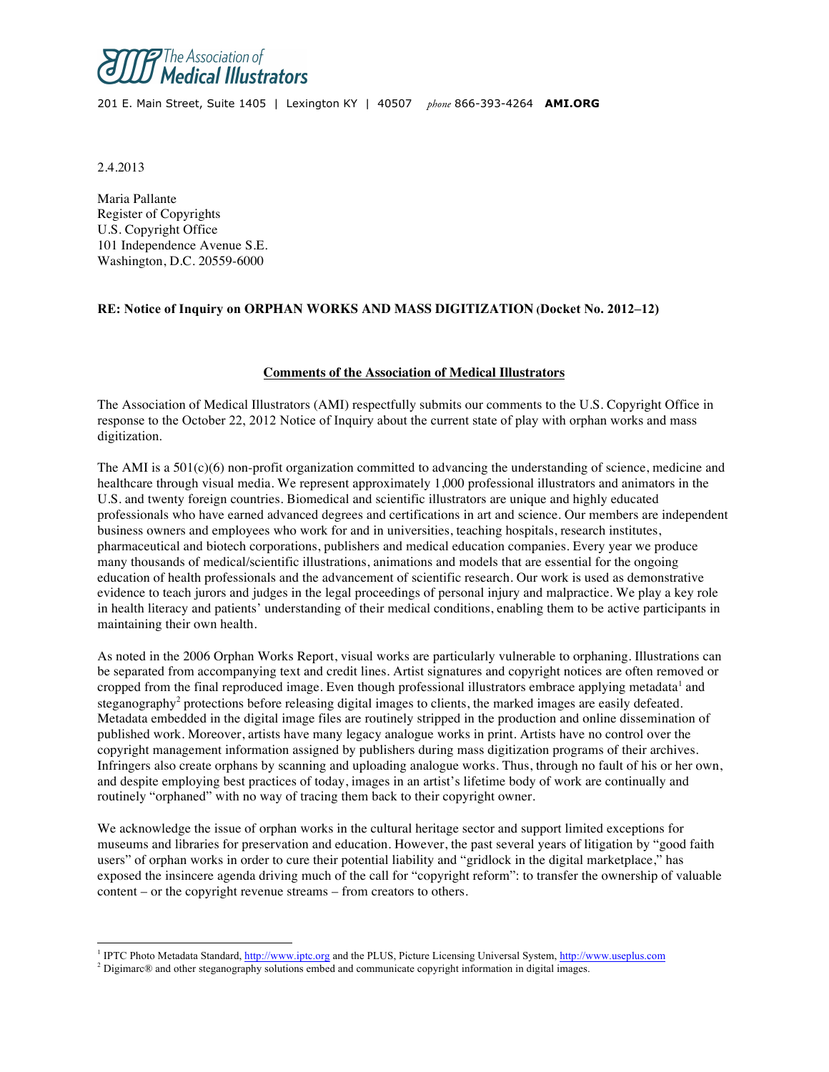The Association of Medical Illustrators

201 E. Main Street, Suite 1405 | Lexington KY | 40507 *phone* 866-393-4264 **AMI.ORG**

2.4.2013

Maria Pallante
Register of Copyrights
U.S. Copyright Office
101 Independence Avenue S.E.
Washington, D.C. 20559-6000

**RE: Notice of Inquiry on ORPHAN WORKS AND MASS DIGITIZATION (Docket No. 2012–12)**

**Comments of the Association of Medical Illustrators**

The Association of Medical Illustrators (AMI) respectfully submits our comments to the U.S. Copyright Office in response to the October 22, 2012 Notice of Inquiry about the current state of play with orphan works and mass digitization.

The AMI is a 501(c)(6) non-profit organization committed to advancing the understanding of science, medicine and healthcare through visual media. We represent approximately 1,000 professional illustrators and animators in the U.S. and twenty foreign countries. Biomedical and scientific illustrators are unique and highly educated professionals who have earned advanced degrees and certifications in art and science. Our members are independent business owners and employees who work for and in universities, teaching hospitals, research institutes, pharmaceutical and biotech corporations, publishers and medical education companies. Every year we produce many thousands of medical/scientific illustrations, animations and models that are essential for the ongoing education of health professionals and the advancement of scientific research. Our work is used as demonstrative evidence to teach jurors and judges in the legal proceedings of personal injury and malpractice. We play a key role in health literacy and patients' understanding of their medical conditions, enabling them to be active participants in maintaining their own health.

As noted in the 2006 Orphan Works Report, visual works are particularly vulnerable to orphaning. Illustrations can be separated from accompanying text and credit lines. Artist signatures and copyright notices are often removed or cropped from the final reproduced image. Even though professional illustrators embrace applying metadata[1] and steganography[2] protections before releasing digital images to clients, the marked images are easily defeated. Metadata embedded in the digital image files are routinely stripped in the production and online dissemination of published work. Moreover, artists have many legacy analogue works in print. Artists have no control over the copyright management information assigned by publishers during mass digitization programs of their archives. Infringers also create orphans by scanning and uploading analogue works. Thus, through no fault of his or her own, and despite employing best practices of today, images in an artist's lifetime body of work are continually and routinely "orphaned" with no way of tracing them back to their copyright owner.

We acknowledge the issue of orphan works in the cultural heritage sector and support limited exceptions for museums and libraries for preservation and education. However, the past several years of litigation by "good faith users" of orphan works in order to cure their potential liability and "gridlock in the digital marketplace," has exposed the insincere agenda driving much of the call for "copyright reform": to transfer the ownership of valuable content – or the copyright revenue streams – from creators to others.

---

[1] IPTC Photo Metadata Standard, http://www.iptc.org and the PLUS, Picture Licensing Universal System, http://www.useplus.com

[2] Digimarc® and other steganography solutions embed and communicate copyright information in digital images.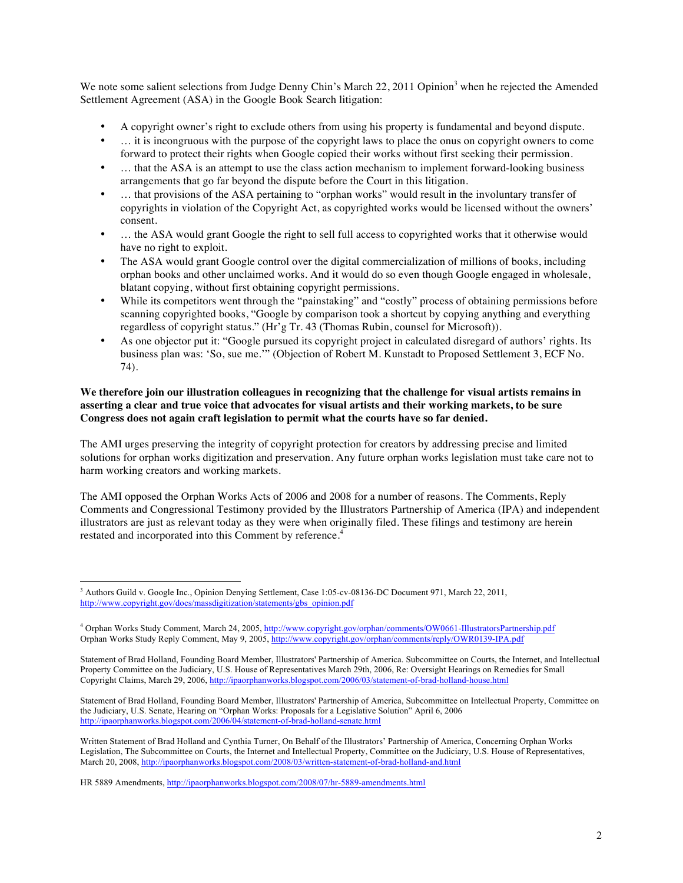We note some salient selections from Judge Denny Chin's March 22, 2011 Opinion[3] when he rejected the Amended Settlement Agreement (ASA) in the Google Book Search litigation:

- A copyright owner's right to exclude others from using his property is fundamental and beyond dispute.
- … it is incongruous with the purpose of the copyright laws to place the onus on copyright owners to come forward to protect their rights when Google copied their works without first seeking their permission.
- … that the ASA is an attempt to use the class action mechanism to implement forward-looking business arrangements that go far beyond the dispute before the Court in this litigation.
- … that provisions of the ASA pertaining to "orphan works" would result in the involuntary transfer of copyrights in violation of the Copyright Act, as copyrighted works would be licensed without the owners' consent.
- … the ASA would grant Google the right to sell full access to copyrighted works that it otherwise would have no right to exploit.
- The ASA would grant Google control over the digital commercialization of millions of books, including orphan books and other unclaimed works. And it would do so even though Google engaged in wholesale, blatant copying, without first obtaining copyright permissions.
- While its competitors went through the "painstaking" and "costly" process of obtaining permissions before scanning copyrighted books, "Google by comparison took a shortcut by copying anything and everything regardless of copyright status." (Hr'g Tr. 43 (Thomas Rubin, counsel for Microsoft)).
- As one objector put it: "Google pursued its copyright project in calculated disregard of authors' rights. Its business plan was: 'So, sue me.'" (Objection of Robert M. Kunstadt to Proposed Settlement 3, ECF No. 74).

**We therefore join our illustration colleagues in recognizing that the challenge for visual artists remains in asserting a clear and true voice that advocates for visual artists and their working markets, to be sure Congress does not again craft legislation to permit what the courts have so far denied.**

The AMI urges preserving the integrity of copyright protection for creators by addressing precise and limited solutions for orphan works digitization and preservation. Any future orphan works legislation must take care not to harm working creators and working markets.

The AMI opposed the Orphan Works Acts of 2006 and 2008 for a number of reasons. The Comments, Reply Comments and Congressional Testimony provided by the Illustrators Partnership of America (IPA) and independent illustrators are just as relevant today as they were when originally filed. These filings and testimony are herein restated and incorporated into this Comment by reference.[4]

---

[3] Authors Guild v. Google Inc., Opinion Denying Settlement, Case 1:05-cv-08136-DC Document 971, March 22, 2011, http://www.copyright.gov/docs/massdigitization/statements/gbs_opinion.pdf

[4] Orphan Works Study Comment, March 24, 2005, http://www.copyright.gov/orphan/comments/OW0661-IllustratorsPartnership.pdf
Orphan Works Study Reply Comment, May 9, 2005, http://www.copyright.gov/orphan/comments/reply/OWR0139-IPA.pdf

Statement of Brad Holland, Founding Board Member, Illustrators' Partnership of America. Subcommittee on Courts, the Internet, and Intellectual Property Committee on the Judiciary, U.S. House of Representatives March 29th, 2006, Re: Oversight Hearings on Remedies for Small Copyright Claims, March 29, 2006, http://ipaorphanworks.blogspot.com/2006/03/statement-of-brad-holland-house.html

Statement of Brad Holland, Founding Board Member, Illustrators' Partnership of America, Subcommittee on Intellectual Property, Committee on the Judiciary, U.S. Senate, Hearing on "Orphan Works: Proposals for a Legislative Solution" April 6, 2006 http://ipaorphanworks.blogspot.com/2006/04/statement-of-brad-holland-senate.html

Written Statement of Brad Holland and Cynthia Turner, On Behalf of the Illustrators' Partnership of America, Concerning Orphan Works Legislation, The Subcommittee on Courts, the Internet and Intellectual Property, Committee on the Judiciary, U.S. House of Representatives, March 20, 2008, http://ipaorphanworks.blogspot.com/2008/03/written-statement-of-brad-holland-and.html

HR 5889 Amendments, http://ipaorphanworks.blogspot.com/2008/07/hr-5889-amendments.html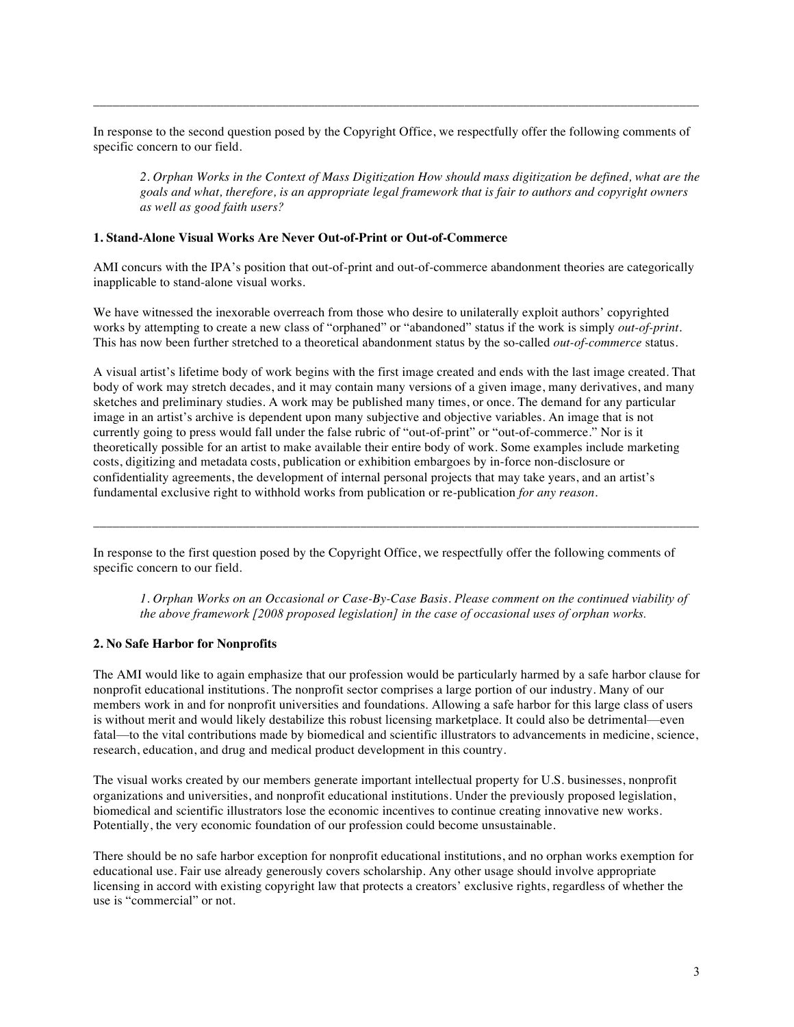---

In response to the second question posed by the Copyright Office, we respectfully offer the following comments of specific concern to our field.

> *2. Orphan Works in the Context of Mass Digitization How should mass digitization be defined, what are the goals and what, therefore, is an appropriate legal framework that is fair to authors and copyright owners as well as good faith users?*

**1. Stand-Alone Visual Works Are Never Out-of-Print or Out-of-Commerce**

AMI concurs with the IPA's position that out-of-print and out-of-commerce abandonment theories are categorically inapplicable to stand-alone visual works.

We have witnessed the inexorable overreach from those who desire to unilaterally exploit authors' copyrighted works by attempting to create a new class of "orphaned" or "abandoned" status if the work is simply *out-of-print*. This has now been further stretched to a theoretical abandonment status by the so-called *out-of-commerce* status.

A visual artist's lifetime body of work begins with the first image created and ends with the last image created. That body of work may stretch decades, and it may contain many versions of a given image, many derivatives, and many sketches and preliminary studies. A work may be published many times, or once. The demand for any particular image in an artist's archive is dependent upon many subjective and objective variables. An image that is not currently going to press would fall under the false rubric of "out-of-print" or "out-of-commerce." Nor is it theoretically possible for an artist to make available their entire body of work. Some examples include marketing costs, digitizing and metadata costs, publication or exhibition embargoes by in-force non-disclosure or confidentiality agreements, the development of internal personal projects that may take years, and an artist's fundamental exclusive right to withhold works from publication or re-publication *for any reason*.

---

In response to the first question posed by the Copyright Office, we respectfully offer the following comments of specific concern to our field.

> *1. Orphan Works on an Occasional or Case-By-Case Basis. Please comment on the continued viability of the above framework [2008 proposed legislation] in the case of occasional uses of orphan works.*

**2. No Safe Harbor for Nonprofits**

The AMI would like to again emphasize that our profession would be particularly harmed by a safe harbor clause for nonprofit educational institutions. The nonprofit sector comprises a large portion of our industry. Many of our members work in and for nonprofit universities and foundations. Allowing a safe harbor for this large class of users is without merit and would likely destabilize this robust licensing marketplace. It could also be detrimental—even fatal—to the vital contributions made by biomedical and scientific illustrators to advancements in medicine, science, research, education, and drug and medical product development in this country.

The visual works created by our members generate important intellectual property for U.S. businesses, nonprofit organizations and universities, and nonprofit educational institutions. Under the previously proposed legislation, biomedical and scientific illustrators lose the economic incentives to continue creating innovative new works. Potentially, the very economic foundation of our profession could become unsustainable.

There should be no safe harbor exception for nonprofit educational institutions, and no orphan works exemption for educational use. Fair use already generously covers scholarship. Any other usage should involve appropriate licensing in accord with existing copyright law that protects a creators' exclusive rights, regardless of whether the use is "commercial" or not.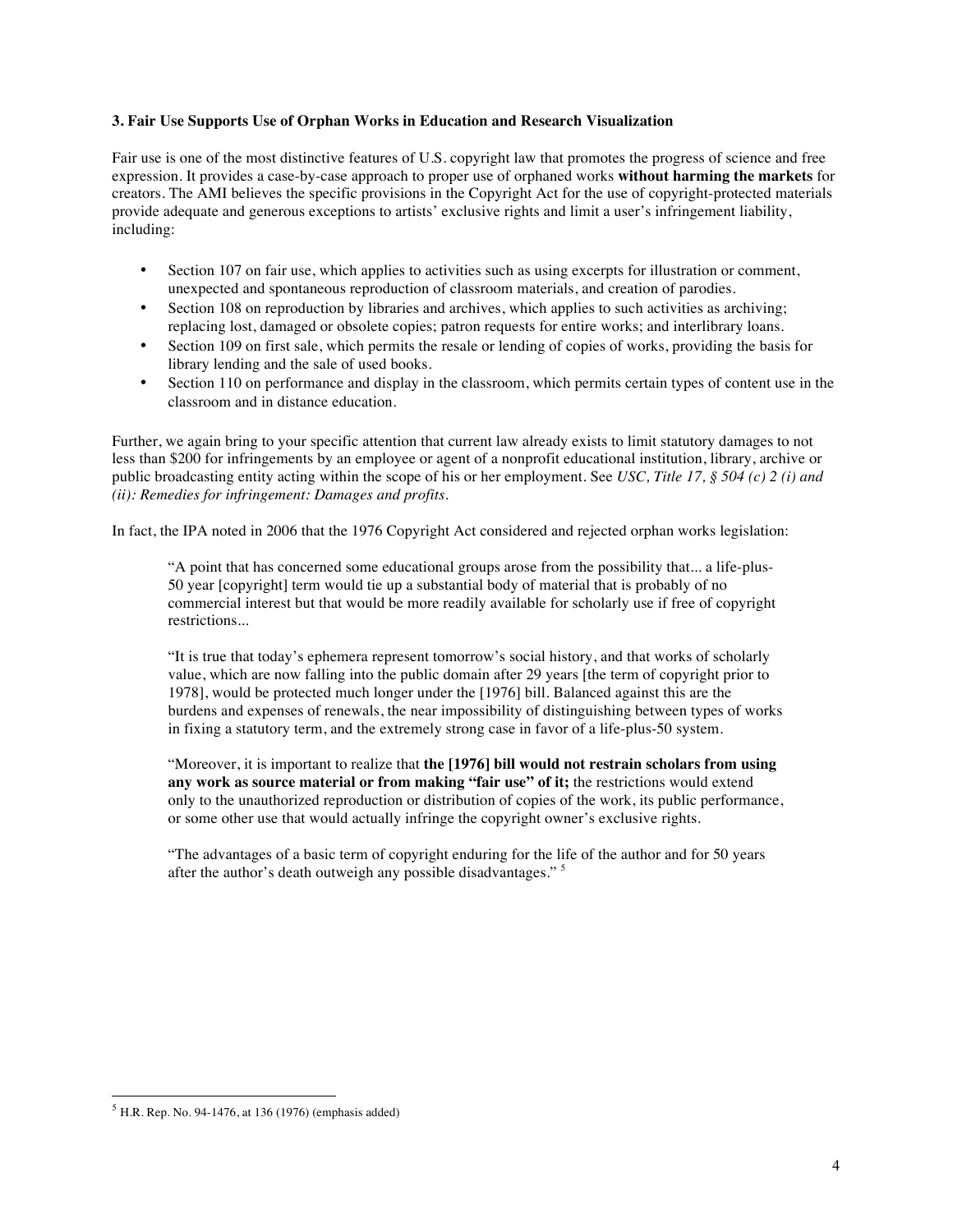### 3. Fair Use Supports Use of Orphan Works in Education and Research Visualization

Fair use is one of the most distinctive features of U.S. copyright law that promotes the progress of science and free expression. It provides a case-by-case approach to proper use of orphaned works **without harming the markets** for creators. The AMI believes the specific provisions in the Copyright Act for the use of copyright-protected materials provide adequate and generous exceptions to artists' exclusive rights and limit a user's infringement liability, including:

- Section 107 on fair use, which applies to activities such as using excerpts for illustration or comment, unexpected and spontaneous reproduction of classroom materials, and creation of parodies.
- Section 108 on reproduction by libraries and archives, which applies to such activities as archiving; replacing lost, damaged or obsolete copies; patron requests for entire works; and interlibrary loans.
- Section 109 on first sale, which permits the resale or lending of copies of works, providing the basis for library lending and the sale of used books.
- Section 110 on performance and display in the classroom, which permits certain types of content use in the classroom and in distance education.

Further, we again bring to your specific attention that current law already exists to limit statutory damages to not less than $200 for infringements by an employee or agent of a nonprofit educational institution, library, archive or public broadcasting entity acting within the scope of his or her employment. See *USC, Title 17, § 504 (c) 2 (i) and (ii): Remedies for infringement: Damages and profits*.

In fact, the IPA noted in 2006 that the 1976 Copyright Act considered and rejected orphan works legislation:

> "A point that has concerned some educational groups arose from the possibility that... a life-plus-50 year [copyright] term would tie up a substantial body of material that is probably of no commercial interest but that would be more readily available for scholarly use if free of copyright restrictions...
>
> "It is true that today's ephemera represent tomorrow's social history, and that works of scholarly value, which are now falling into the public domain after 29 years [the term of copyright prior to 1978], would be protected much longer under the [1976] bill. Balanced against this are the burdens and expenses of renewals, the near impossibility of distinguishing between types of works in fixing a statutory term, and the extremely strong case in favor of a life-plus-50 system.
>
> "Moreover, it is important to realize that **the [1976] bill would not restrain scholars from using any work as source material or from making "fair use" of it;** the restrictions would extend only to the unauthorized reproduction or distribution of copies of the work, its public performance, or some other use that would actually infringe the copyright owner's exclusive rights.
>
> "The advantages of a basic term of copyright enduring for the life of the author and for 50 years after the author's death outweigh any possible disadvantages." [5]

---

[5] H.R. Rep. No. 94-1476, at 136 (1976) (emphasis added)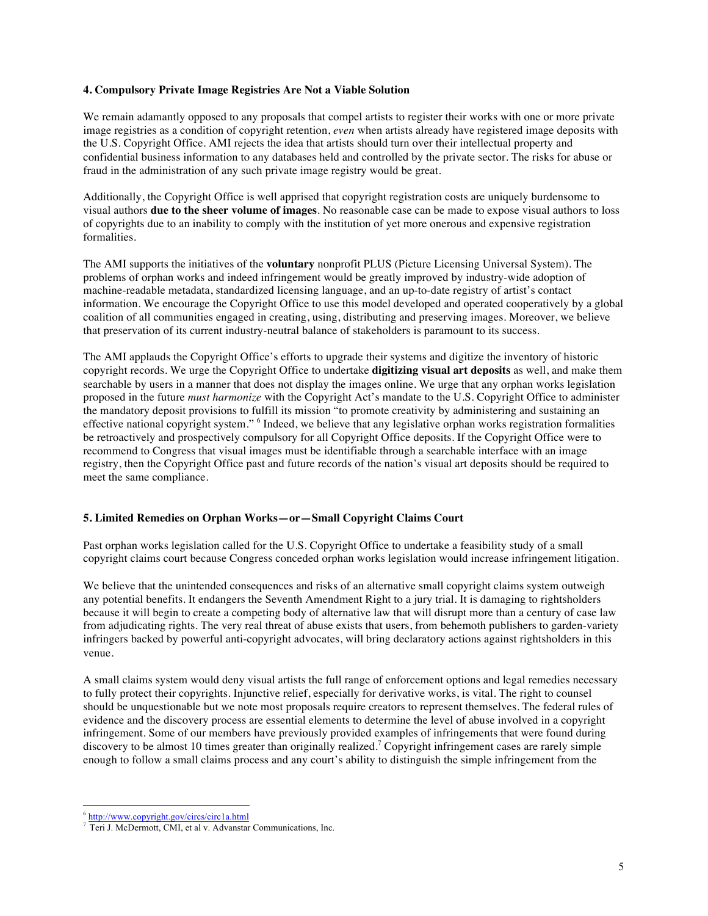### 4. Compulsory Private Image Registries Are Not a Viable Solution

We remain adamantly opposed to any proposals that compel artists to register their works with one or more private image registries as a condition of copyright retention, *even* when artists already have registered image deposits with the U.S. Copyright Office. AMI rejects the idea that artists should turn over their intellectual property and confidential business information to any databases held and controlled by the private sector. The risks for abuse or fraud in the administration of any such private image registry would be great.

Additionally, the Copyright Office is well apprised that copyright registration costs are uniquely burdensome to visual authors **due to the sheer volume of images**. No reasonable case can be made to expose visual authors to loss of copyrights due to an inability to comply with the institution of yet more onerous and expensive registration formalities.

The AMI supports the initiatives of the **voluntary** nonprofit PLUS (Picture Licensing Universal System). The problems of orphan works and indeed infringement would be greatly improved by industry-wide adoption of machine-readable metadata, standardized licensing language, and an up-to-date registry of artist's contact information. We encourage the Copyright Office to use this model developed and operated cooperatively by a global coalition of all communities engaged in creating, using, distributing and preserving images. Moreover, we believe that preservation of its current industry-neutral balance of stakeholders is paramount to its success.

The AMI applauds the Copyright Office's efforts to upgrade their systems and digitize the inventory of historic copyright records. We urge the Copyright Office to undertake **digitizing visual art deposits** as well, and make them searchable by users in a manner that does not display the images online. We urge that any orphan works legislation proposed in the future *must harmonize* with the Copyright Act's mandate to the U.S. Copyright Office to administer the mandatory deposit provisions to fulfill its mission "to promote creativity by administering and sustaining an effective national copyright system." [6] Indeed, we believe that any legislative orphan works registration formalities be retroactively and prospectively compulsory for all Copyright Office deposits. If the Copyright Office were to recommend to Congress that visual images must be identifiable through a searchable interface with an image registry, then the Copyright Office past and future records of the nation's visual art deposits should be required to meet the same compliance.

### 5. Limited Remedies on Orphan Works—or—Small Copyright Claims Court

Past orphan works legislation called for the U.S. Copyright Office to undertake a feasibility study of a small copyright claims court because Congress conceded orphan works legislation would increase infringement litigation.

We believe that the unintended consequences and risks of an alternative small copyright claims system outweigh any potential benefits. It endangers the Seventh Amendment Right to a jury trial. It is damaging to rightsholders because it will begin to create a competing body of alternative law that will disrupt more than a century of case law from adjudicating rights. The very real threat of abuse exists that users, from behemoth publishers to garden-variety infringers backed by powerful anti-copyright advocates, will bring declaratory actions against rightsholders in this venue.

A small claims system would deny visual artists the full range of enforcement options and legal remedies necessary to fully protect their copyrights. Injunctive relief, especially for derivative works, is vital. The right to counsel should be unquestionable but we note most proposals require creators to represent themselves. The federal rules of evidence and the discovery process are essential elements to determine the level of abuse involved in a copyright infringement. Some of our members have previously provided examples of infringements that were found during discovery to be almost 10 times greater than originally realized.[7] Copyright infringement cases are rarely simple enough to follow a small claims process and any court's ability to distinguish the simple infringement from the

---

[6] http://www.copyright.gov/circs/circ1a.html

[7] Teri J. McDermott, CMI, et al v. Advanstar Communications, Inc.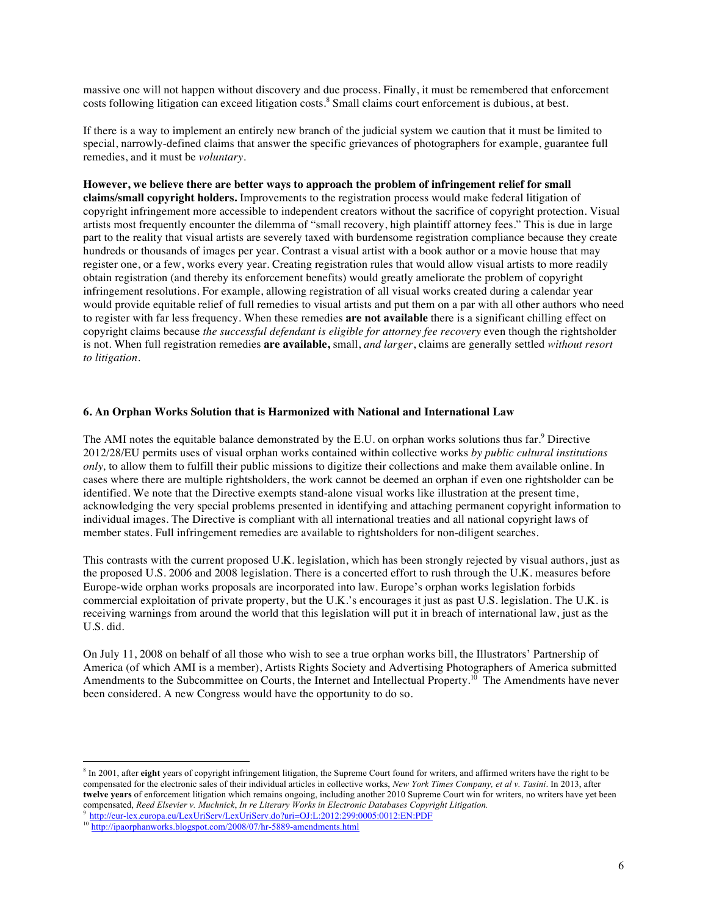massive one will not happen without discovery and due process. Finally, it must be remembered that enforcement costs following litigation can exceed litigation costs.[8] Small claims court enforcement is dubious, at best.

If there is a way to implement an entirely new branch of the judicial system we caution that it must be limited to special, narrowly-defined claims that answer the specific grievances of photographers for example, guarantee full remedies, and it must be *voluntary*.

**However, we believe there are better ways to approach the problem of infringement relief for small claims/small copyright holders.** Improvements to the registration process would make federal litigation of copyright infringement more accessible to independent creators without the sacrifice of copyright protection. Visual artists most frequently encounter the dilemma of "small recovery, high plaintiff attorney fees." This is due in large part to the reality that visual artists are severely taxed with burdensome registration compliance because they create hundreds or thousands of images per year. Contrast a visual artist with a book author or a movie house that may register one, or a few, works every year. Creating registration rules that would allow visual artists to more readily obtain registration (and thereby its enforcement benefits) would greatly ameliorate the problem of copyright infringement resolutions. For example, allowing registration of all visual works created during a calendar year would provide equitable relief of full remedies to visual artists and put them on a par with all other authors who need to register with far less frequency. When these remedies **are not available** there is a significant chilling effect on copyright claims because *the successful defendant is eligible for attorney fee recovery* even though the rightsholder is not. When full registration remedies **are available,** small, *and larger*, claims are generally settled *without resort to litigation*.

### 6. An Orphan Works Solution that is Harmonized with National and International Law

The AMI notes the equitable balance demonstrated by the E.U. on orphan works solutions thus far.[9] Directive 2012/28/EU permits uses of visual orphan works contained within collective works *by public cultural institutions only,* to allow them to fulfill their public missions to digitize their collections and make them available online. In cases where there are multiple rightsholders, the work cannot be deemed an orphan if even one rightsholder can be identified. We note that the Directive exempts stand-alone visual works like illustration at the present time, acknowledging the very special problems presented in identifying and attaching permanent copyright information to individual images. The Directive is compliant with all international treaties and all national copyright laws of member states. Full infringement remedies are available to rightsholders for non-diligent searches.

This contrasts with the current proposed U.K. legislation, which has been strongly rejected by visual authors, just as the proposed U.S. 2006 and 2008 legislation. There is a concerted effort to rush through the U.K. measures before Europe-wide orphan works proposals are incorporated into law. Europe's orphan works legislation forbids commercial exploitation of private property, but the U.K.'s encourages it just as past U.S. legislation. The U.K. is receiving warnings from around the world that this legislation will put it in breach of international law, just as the U.S. did.

On July 11, 2008 on behalf of all those who wish to see a true orphan works bill, the Illustrators' Partnership of America (of which AMI is a member), Artists Rights Society and Advertising Photographers of America submitted Amendments to the Subcommittee on Courts, the Internet and Intellectual Property.[10] The Amendments have never been considered. A new Congress would have the opportunity to do so.

---

[8] In 2001, after **eight** years of copyright infringement litigation, the Supreme Court found for writers, and affirmed writers have the right to be compensated for the electronic sales of their individual articles in collective works, *New York Times Company, et al v. Tasini*. In 2013, after **twelve years** of enforcement litigation which remains ongoing, including another 2010 Supreme Court win for writers, no writers have yet been compensated, *Reed Elsevier v. Muchnick*, *In re Literary Works in Electronic Databases Copyright Litigation.*

[9] http://eur-lex.europa.eu/LexUriServ/LexUriServ.do?uri=OJ:L:2012:299:0005:0012:EN:PDF

[10] http://ipaorphanworks.blogspot.com/2008/07/hr-5889-amendments.html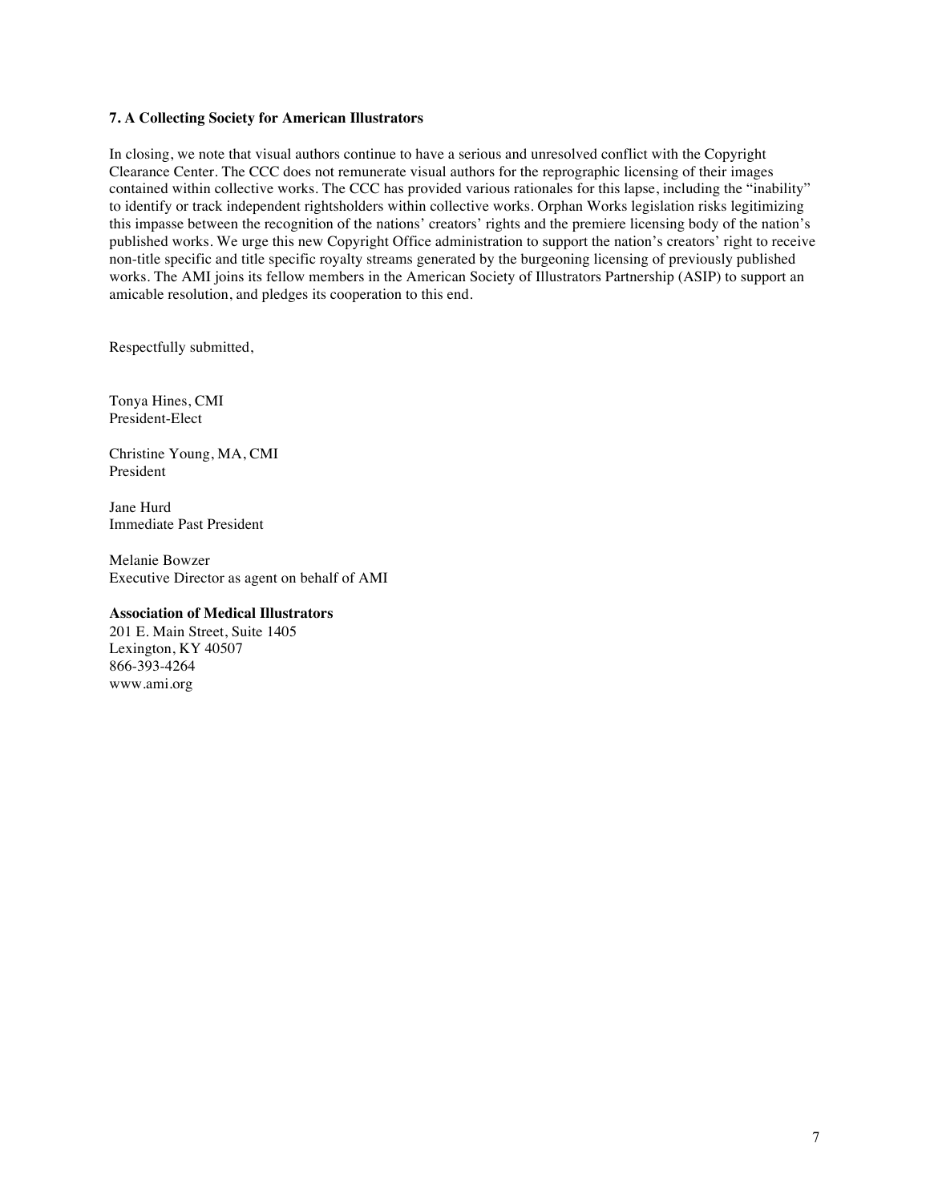**7. A Collecting Society for American Illustrators**

In closing, we note that visual authors continue to have a serious and unresolved conflict with the Copyright Clearance Center. The CCC does not remunerate visual authors for the reprographic licensing of their images contained within collective works. The CCC has provided various rationales for this lapse, including the "inability" to identify or track independent rightsholders within collective works. Orphan Works legislation risks legitimizing this impasse between the recognition of the nations' creators' rights and the premiere licensing body of the nation's published works. We urge this new Copyright Office administration to support the nation's creators' right to receive non-title specific and title specific royalty streams generated by the burgeoning licensing of previously published works. The AMI joins its fellow members in the American Society of Illustrators Partnership (ASIP) to support an amicable resolution, and pledges its cooperation to this end.

Respectfully submitted,

Tonya Hines, CMI
President-Elect

Christine Young, MA, CMI
President

Jane Hurd
Immediate Past President

Melanie Bowzer
Executive Director as agent on behalf of AMI

**Association of Medical Illustrators**
201 E. Main Street, Suite 1405
Lexington, KY 40507
866-393-4264
www.ami.org